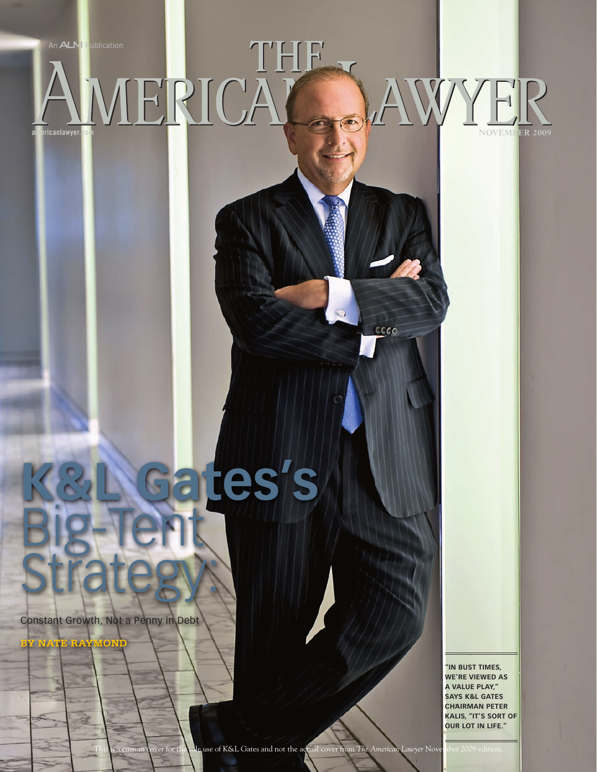An ALM Publication

# THE AMERICAN LAWYER

americanlawyer.com

NOVEMBER 2009

# K&L Gates's Big-Tent Strategy:

Constant Growth, Not a Penny in Debt

**BY NATE RAYMOND**

**"IN BUST TIMES, WE'RE VIEWED AS A VALUE PLAY," SAYS K&L GATES CHAIRMAN PETER KALIS, "IT'S SORT OF OUR LOT IN LIFE."**

This is a custom cover for the sole use of K&L Gates and not the actual cover from *The American Lawyer* November 2009 edition.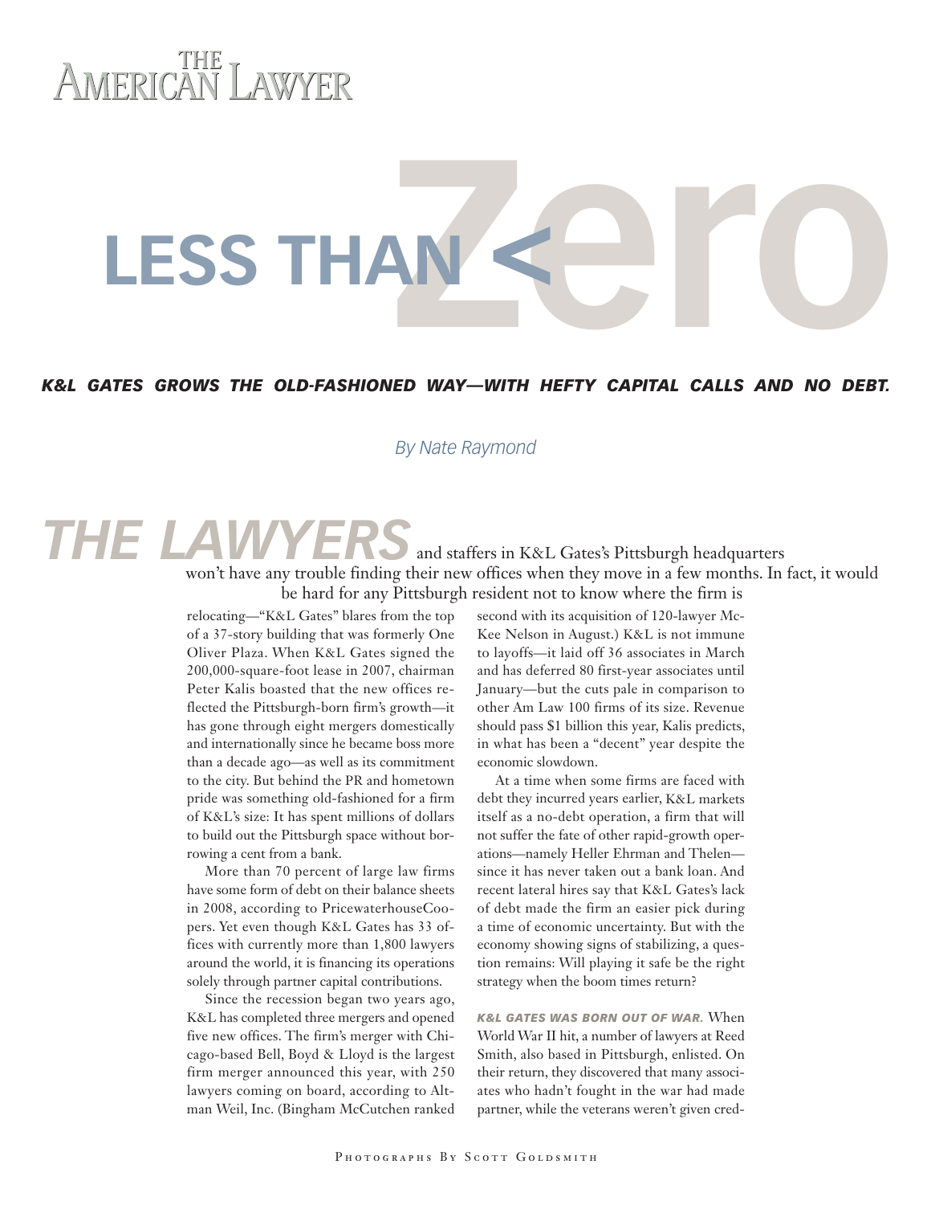THE AMERICAN LAWYER

# LESS THAN < Zero

***K&L GATES GROWS THE OLD-FASHIONED WAY—WITH HEFTY CAPITAL CALLS AND NO DEBT.***

*By Nate Raymond*

**THE LAWYERS** and staffers in K&L Gates's Pittsburgh headquarters won't have any trouble finding their new offices when they move in a few months. In fact, it would be hard for any Pittsburgh resident not to know where the firm is relocating—"K&L Gates" blares from the top of a 37-story building that was formerly One Oliver Plaza. When K&L Gates signed the 200,000-square-foot lease in 2007, chairman Peter Kalis boasted that the new offices reflected the Pittsburgh-born firm's growth—it has gone through eight mergers domestically and internationally since he became boss more than a decade ago—as well as its commitment to the city. But behind the PR and hometown pride was something old-fashioned for a firm of K&L's size: It has spent millions of dollars to build out the Pittsburgh space without borrowing a cent from a bank.

More than 70 percent of large law firms have some form of debt on their balance sheets in 2008, according to PricewaterhouseCoopers. Yet even though K&L Gates has 33 offices with currently more than 1,800 lawyers around the world, it is financing its operations solely through partner capital contributions.

Since the recession began two years ago, K&L has completed three mergers and opened five new offices. The firm's merger with Chicago-based Bell, Boyd & Lloyd is the largest firm merger announced this year, with 250 lawyers coming on board, according to Altman Weil, Inc. (Bingham McCutchen ranked second with its acquisition of 120-lawyer McKee Nelson in August.) K&L is not immune to layoffs—it laid off 36 associates in March and has deferred 80 first-year associates until January—but the cuts pale in comparison to other Am Law 100 firms of its size. Revenue should pass $1 billion this year, Kalis predicts, in what has been a "decent" year despite the economic slowdown.

At a time when some firms are faced with debt they incurred years earlier, K&L markets itself as a no-debt operation, a firm that will not suffer the fate of other rapid-growth operations—namely Heller Ehrman and Thelen—since it has never taken out a bank loan. And recent lateral hires say that K&L Gates's lack of debt made the firm an easier pick during a time of economic uncertainty. But with the economy showing signs of stabilizing, a question remains: Will playing it safe be the right strategy when the boom times return?

***K&L GATES WAS BORN OUT OF WAR.*** When World War II hit, a number of lawyers at Reed Smith, also based in Pittsburgh, enlisted. On their return, they discovered that many associates who hadn't fought in the war had made partner, while the veterans weren't given cred-

PHOTOGRAPHS BY SCOTT GOLDSMITH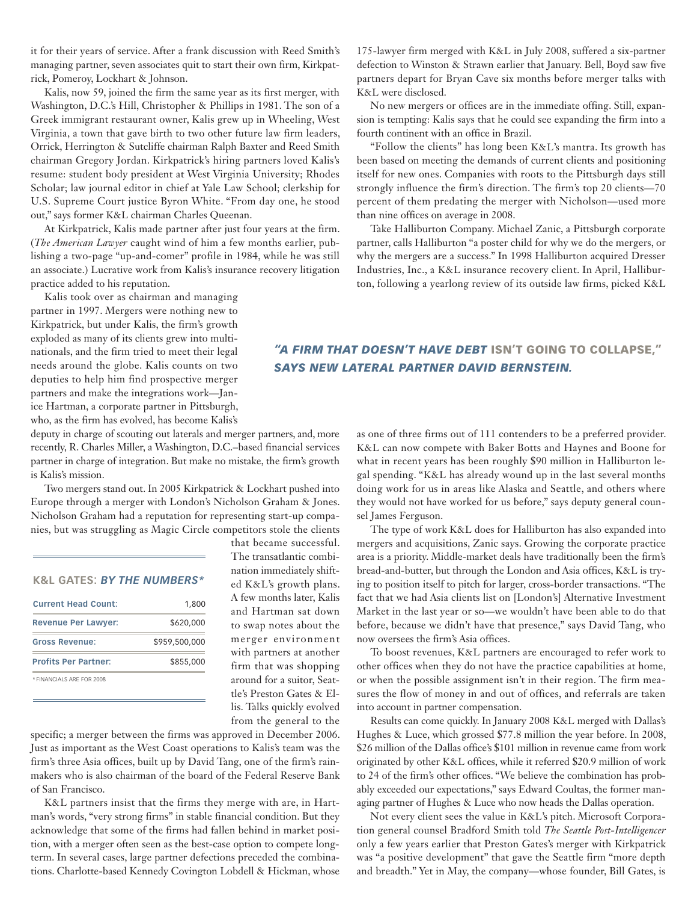it for their years of service. After a frank discussion with Reed Smith's managing partner, seven associates quit to start their own firm, Kirkpatrick, Pomeroy, Lockhart & Johnson.

Kalis, now 59, joined the firm the same year as its first merger, with Washington, D.C.'s Hill, Christopher & Phillips in 1981. The son of a Greek immigrant restaurant owner, Kalis grew up in Wheeling, West Virginia, a town that gave birth to two other future law firm leaders, Orrick, Herrington & Sutcliffe chairman Ralph Baxter and Reed Smith chairman Gregory Jordan. Kirkpatrick's hiring partners loved Kalis's resume: student body president at West Virginia University; Rhodes Scholar; law journal editor in chief at Yale Law School; clerkship for U.S. Supreme Court justice Byron White. "From day one, he stood out," says former K&L chairman Charles Queenan.

At Kirkpatrick, Kalis made partner after just four years at the firm. (*The American Lawyer* caught wind of him a few months earlier, publishing a two-page "up-and-comer" profile in 1984, while he was still an associate.) Lucrative work from Kalis's insurance recovery litigation practice added to his reputation.

Kalis took over as chairman and managing partner in 1997. Mergers were nothing new to Kirkpatrick, but under Kalis, the firm's growth exploded as many of its clients grew into multinationals, and the firm tried to meet their legal needs around the globe. Kalis counts on two deputies to help him find prospective merger partners and make the integrations work—Janice Hartman, a corporate partner in Pittsburgh, who, as the firm has evolved, has become Kalis's deputy in charge of scouting out laterals and merger partners, and, more recently, R. Charles Miller, a Washington, D.C.–based financial services partner in charge of integration. But make no mistake, the firm's growth is Kalis's mission.

Two mergers stand out. In 2005 Kirkpatrick & Lockhart pushed into Europe through a merger with London's Nicholson Graham & Jones. Nicholson Graham had a reputation for representing start-up companies, but was struggling as Magic Circle competitors stole the clients that became successful. The transatlantic combination immediately shifted K&L's growth plans. A few months later, Kalis and Hartman sat down to swap notes about the merger environment with partners at another firm that was shopping around for a suitor, Seattle's Preston Gates & Ellis. Talks quickly evolved from the general to the specific; a merger between the firms was approved in December 2006. Just as important as the West Coast operations to Kalis's team was the firm's three Asia offices, built up by David Tang, one of the firm's rainmakers who is also chairman of the board of the Federal Reserve Bank of San Francisco.

**K&L GATES: *BY THE NUMBERS****

| | |
|---|---|
| **Current Head Count:** | 1,800 |
| **Revenue Per Lawyer:** | $620,000 |
| **Gross Revenue:** | $959,500,000 |
| **Profits Per Partner:** | $855,000 |

\* FINANCIALS ARE FOR 2008

K&L partners insist that the firms they merge with are, in Hartman's words, "very strong firms" in stable financial condition. But they acknowledge that some of the firms had fallen behind in market position, with a merger often seen as the best-case option to compete long-term. In several cases, large partner defections preceded the combinations. Charlotte-based Kennedy Covington Lobdell & Hickman, whose 175-lawyer firm merged with K&L in July 2008, suffered a six-partner defection to Winston & Strawn earlier that January. Bell, Boyd saw five partners depart for Bryan Cave six months before merger talks with K&L were disclosed.

No new mergers or offices are in the immediate offing. Still, expansion is tempting: Kalis says that he could see expanding the firm into a fourth continent with an office in Brazil.

"Follow the clients" has long been K&L's mantra. Its growth has been based on meeting the demands of current clients and positioning itself for new ones. Companies with roots to the Pittsburgh days still strongly influence the firm's direction. The firm's top 20 clients—70 percent of them predating the merger with Nicholson—used more than nine offices on average in 2008.

Take Halliburton Company. Michael Zanic, a Pittsburgh corporate partner, calls Halliburton "a poster child for why we do the mergers, or why the mergers are a success." In 1998 Halliburton acquired Dresser Industries, Inc., a K&L insurance recovery client. In April, Halliburton, following a yearlong review of its outside law firms, picked K&L as one of three firms out of 111 contenders to be a preferred provider. K&L can now compete with Baker Botts and Haynes and Boone for what in recent years has been roughly $90 million in Halliburton legal spending. "K&L has already wound up in the last several months doing work for us in areas like Alaska and Seattle, and others where they would not have worked for us before," says deputy general counsel James Ferguson.

***"A FIRM THAT DOESN'T HAVE DEBT* ISN'T GOING TO COLLAPSE," *SAYS NEW LATERAL PARTNER DAVID BERNSTEIN.***

The type of work K&L does for Halliburton has also expanded into mergers and acquisitions, Zanic says. Growing the corporate practice area is a priority. Middle-market deals have traditionally been the firm's bread-and-butter, but through the London and Asia offices, K&L is trying to position itself to pitch for larger, cross-border transactions. "The fact that we had Asia clients list on [London's] Alternative Investment Market in the last year or so—we wouldn't have been able to do that before, because we didn't have that presence," says David Tang, who now oversees the firm's Asia offices.

To boost revenues, K&L partners are encouraged to refer work to other offices when they do not have the practice capabilities at home, or when the possible assignment isn't in their region. The firm measures the flow of money in and out of offices, and referrals are taken into account in partner compensation.

Results can come quickly. In January 2008 K&L merged with Dallas's Hughes & Luce, which grossed $77.8 million the year before. In 2008, $26 million of the Dallas office's $101 million in revenue came from work originated by other K&L offices, while it referred $20.9 million of work to 24 of the firm's other offices. "We believe the combination has probably exceeded our expectations," says Edward Coultas, the former managing partner of Hughes & Luce who now heads the Dallas operation.

Not every client sees the value in K&L's pitch. Microsoft Corporation general counsel Bradford Smith told *The Seattle Post-Intelligencer* only a few years earlier that Preston Gates's merger with Kirkpatrick was "a positive development" that gave the Seattle firm "more depth and breadth." Yet in May, the company—whose founder, Bill Gates, is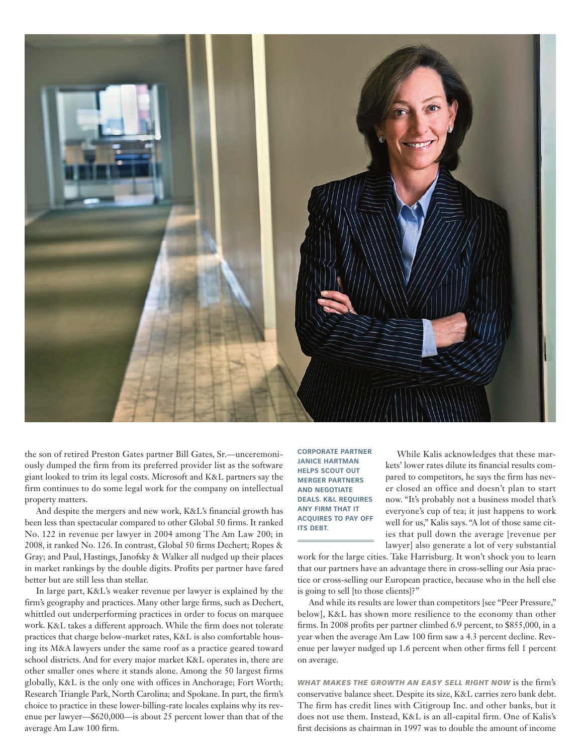the son of retired Preston Gates partner Bill Gates, Sr.—unceremoniously dumped the firm from its preferred provider list as the software giant looked to trim its legal costs. Microsoft and K&L partners say the firm continues to do some legal work for the company on intellectual property matters.

And despite the mergers and new work, K&L's financial growth has been less than spectacular compared to other Global 50 firms. It ranked No. 122 in revenue per lawyer in 2004 among The Am Law 200; in 2008, it ranked No. 126. In contrast, Global 50 firms Dechert; Ropes & Gray; and Paul, Hastings, Janofsky & Walker all nudged up their places in market rankings by the double digits. Profits per partner have fared better but are still less than stellar.

In large part, K&L's weaker revenue per lawyer is explained by the firm's geography and practices. Many other large firms, such as Dechert, whittled out underperforming practices in order to focus on marquee work. K&L takes a different approach. While the firm does not tolerate practices that charge below-market rates, K&L is also comfortable housing its M&A lawyers under the same roof as a practice geared toward school districts. And for every major market K&L operates in, there are other smaller ones where it stands alone. Among the 50 largest firms globally, K&L is the only one with offices in Anchorage; Fort Worth; Research Triangle Park, North Carolina; and Spokane. In part, the firm's choice to practice in these lower-billing-rate locales explains why its revenue per lawyer—$620,000—is about 25 percent lower than that of the average Am Law 100 firm.

**CORPORATE PARTNER JANICE HARTMAN HELPS SCOUT OUT MERGER PARTNERS AND NEGOTIATE DEALS. K&L REQUIRES ANY FIRM THAT IT ACQUIRES TO PAY OFF ITS DEBT.**

While Kalis acknowledges that these markets' lower rates dilute its financial results compared to competitors, he says the firm has never closed an office and doesn't plan to start now. "It's probably not a business model that's everyone's cup of tea; it just happens to work well for us," Kalis says. "A lot of those same cities that pull down the average [revenue per lawyer] also generate a lot of very substantial work for the large cities. Take Harrisburg. It won't shock you to learn that our partners have an advantage there in cross-selling our Asia practice or cross-selling our European practice, because who in the hell else is going to sell [to those clients]?"

And while its results are lower than competitors [see "Peer Pressure," below], K&L has shown more resilience to the economy than other firms. In 2008 profits per partner climbed 6.9 percent, to $855,000, in a year when the average Am Law 100 firm saw a 4.3 percent decline. Revenue per lawyer nudged up 1.6 percent when other firms fell 1 percent on average.

***WHAT MAKES THE GROWTH AN EASY SELL RIGHT NOW*** is the firm's conservative balance sheet. Despite its size, K&L carries zero bank debt. The firm has credit lines with Citigroup Inc. and other banks, but it does not use them. Instead, K&L is an all-capital firm. One of Kalis's first decisions as chairman in 1997 was to double the amount of income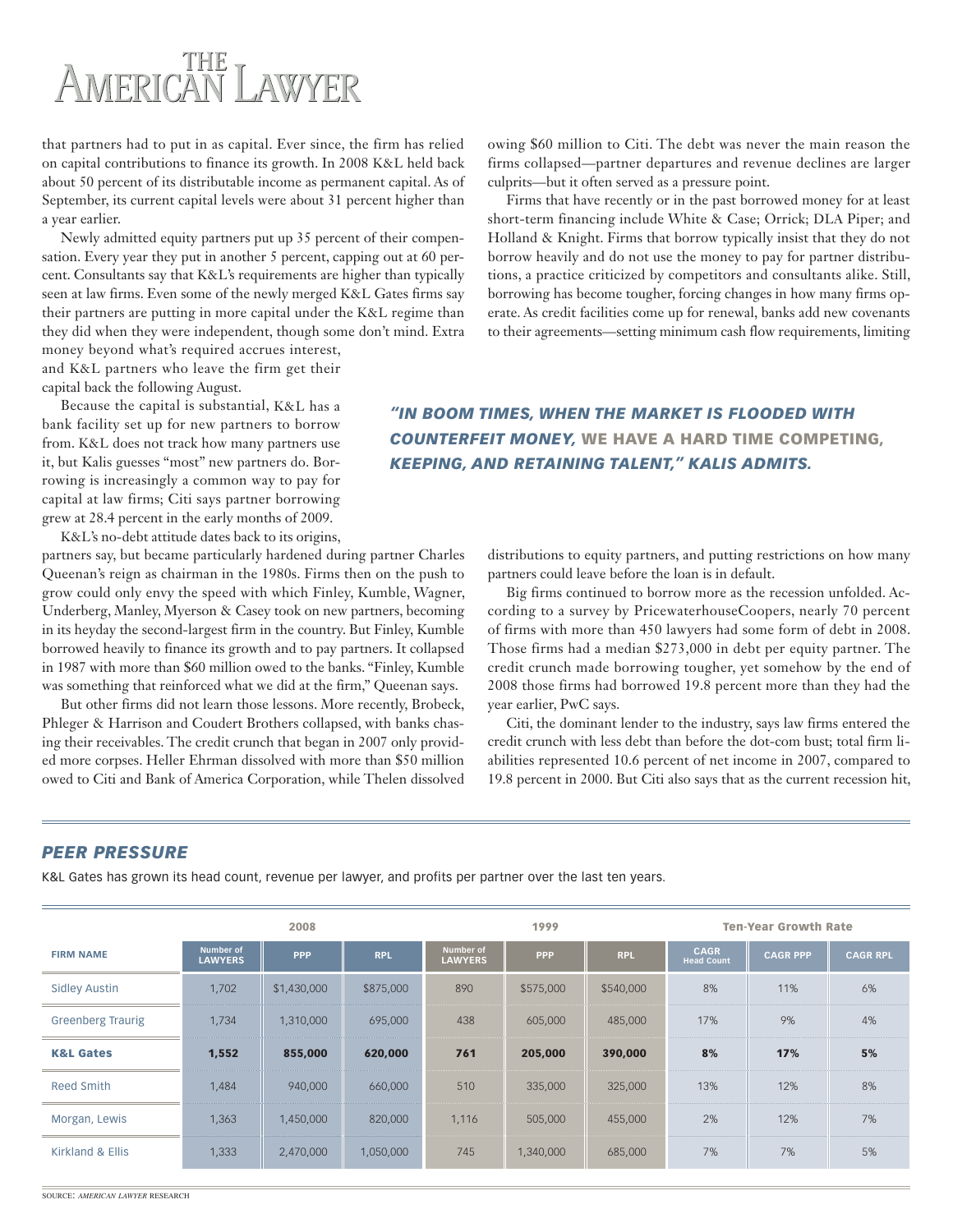that partners had to put in as capital. Ever since, the firm has relied on capital contributions to finance its growth. In 2008 K&L held back about 50 percent of its distributable income as permanent capital. As of September, its current capital levels were about 31 percent higher than a year earlier.

Newly admitted equity partners put up 35 percent of their compensation. Every year they put in another 5 percent, capping out at 60 percent. Consultants say that K&L's requirements are higher than typically seen at law firms. Even some of the newly merged K&L Gates firms say their partners are putting in more capital under the K&L regime than they did when they were independent, though some don't mind. Extra money beyond what's required accrues interest, and K&L partners who leave the firm get their capital back the following August.

Because the capital is substantial, K&L has a bank facility set up for new partners to borrow from. K&L does not track how many partners use it, but Kalis guesses "most" new partners do. Borrowing is increasingly a common way to pay for capital at law firms; Citi says partner borrowing grew at 28.4 percent in the early months of 2009.

K&L's no-debt attitude dates back to its origins, partners say, but became particularly hardened during partner Charles Queenan's reign as chairman in the 1980s. Firms then on the push to grow could only envy the speed with which Finley, Kumble, Wagner, Underberg, Manley, Myerson & Casey took on new partners, becoming in its heyday the second-largest firm in the country. But Finley, Kumble borrowed heavily to finance its growth and to pay partners. It collapsed in 1987 with more than $60 million owed to the banks. "Finley, Kumble was something that reinforced what we did at the firm," Queenan says.

But other firms did not learn those lessons. More recently, Brobeck, Phleger & Harrison and Coudert Brothers collapsed, with banks chasing their receivables. The credit crunch that began in 2007 only provided more corpses. Heller Ehrman dissolved with more than $50 million owed to Citi and Bank of America Corporation, while Thelen dissolved owing $60 million to Citi. The debt was never the main reason the firms collapsed—partner departures and revenue declines are larger culprits—but it often served as a pressure point.

Firms that have recently or in the past borrowed money for at least short-term financing include White & Case; Orrick; DLA Piper; and Holland & Knight. Firms that borrow typically insist that they do not borrow heavily and do not use the money to pay for partner distributions, a practice criticized by competitors and consultants alike. Still, borrowing has become tougher, forcing changes in how many firms operate. As credit facilities come up for renewal, banks add new covenants to their agreements—setting minimum cash flow requirements, limiting distributions to equity partners, and putting restrictions on how many partners could leave before the loan is in default.

***"IN BOOM TIMES, WHEN THE MARKET IS FLOODED WITH COUNTERFEIT MONEY,* WE HAVE A HARD TIME COMPETING, *KEEPING, AND RETAINING TALENT," KALIS ADMITS.***

Big firms continued to borrow more as the recession unfolded. According to a survey by PricewaterhouseCoopers, nearly 70 percent of firms with more than 450 lawyers had some form of debt in 2008. Those firms had a median $273,000 in debt per equity partner. The credit crunch made borrowing tougher, yet somehow by the end of 2008 those firms had borrowed 19.8 percent more than they had the year earlier, PwC says.

Citi, the dominant lender to the industry, says law firms entered the credit crunch with less debt than before the dot-com bust; total firm liabilities represented 10.6 percent of net income in 2007, compared to 19.8 percent in 2000. But Citi also says that as the current recession hit,

## *PEER PRESSURE*

K&L Gates has grown its head count, revenue per lawyer, and profits per partner over the last ten years.

| | 2008 | | | 1999 | | | Ten-Year Growth Rate | | |
|---|---|---|---|---|---|---|---|---|---|
| FIRM NAME | Number of LAWYERS | PPP | RPL | Number of LAWYERS | PPP | RPL | CAGR Head Count | CAGR PPP | CAGR RPL |
| Sidley Austin | 1,702 | $1,430,000 | $875,000 | 890 | $575,000 | $540,000 | 8% | 11% | 6% |
| Greenberg Traurig | 1,734 | 1,310,000 | 695,000 | 438 | 605,000 | 485,000 | 17% | 9% | 4% |
| **K&L Gates** | **1,552** | **855,000** | **620,000** | **761** | **205,000** | **390,000** | **8%** | **17%** | **5%** |
| Reed Smith | 1,484 | 940,000 | 660,000 | 510 | 335,000 | 325,000 | 13% | 12% | 8% |
| Morgan, Lewis | 1,363 | 1,450,000 | 820,000 | 1,116 | 505,000 | 455,000 | 2% | 12% | 7% |
| Kirkland & Ellis | 1,333 | 2,470,000 | 1,050,000 | 745 | 1,340,000 | 685,000 | 7% | 7% | 5% |

SOURCE: *AMERICAN LAWYER* RESEARCH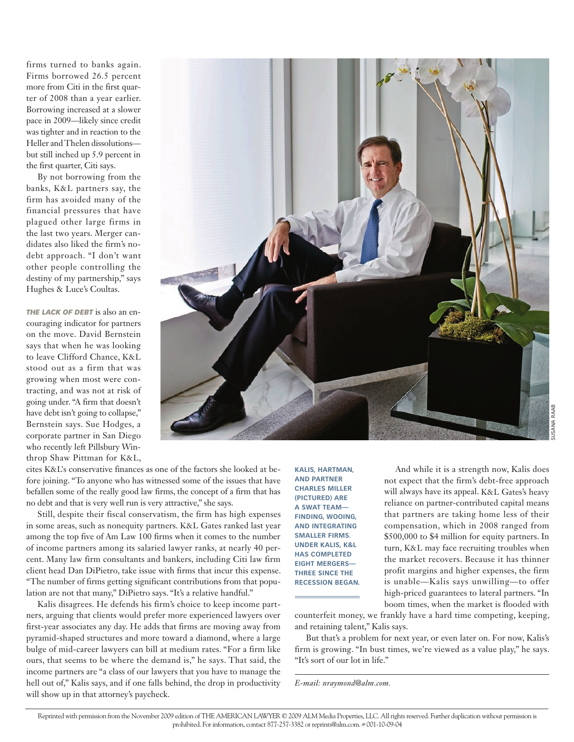firms turned to banks again. Firms borrowed 26.5 percent more from Citi in the first quarter of 2008 than a year earlier. Borrowing increased at a slower pace in 2009—likely since credit was tighter and in reaction to the Heller and Thelen dissolutions—but still inched up 5.9 percent in the first quarter, Citi says.

By not borrowing from the banks, K&L partners say, the firm has avoided many of the financial pressures that have plagued other large firms in the last two years. Merger candidates also liked the firm's no-debt approach. "I don't want other people controlling the destiny of my partnership," says Hughes & Luce's Coultas.

***THE LACK OF DEBT*** is also an encouraging indicator for partners on the move. David Bernstein says that when he was looking to leave Clifford Chance, K&L stood out as a firm that was growing when most were contracting, and was not at risk of going under. "A firm that doesn't have debt isn't going to collapse," Bernstein says. Sue Hodges, a corporate partner in San Diego who recently left Pillsbury Winthrop Shaw Pittman for K&L, cites K&L's conservative finances as one of the factors she looked at before joining. "To anyone who has witnessed some of the issues that have befallen some of the really good law firms, the concept of a firm that has no debt and that is very well run is very attractive," she says.

Still, despite their fiscal conservatism, the firm has high expenses in some areas, such as nonequity partners. K&L Gates ranked last year among the top five of Am Law 100 firms when it comes to the number of income partners among its salaried lawyer ranks, at nearly 40 percent. Many law firm consultants and bankers, including Citi law firm client head Dan DiPietro, take issue with firms that incur this expense. "The number of firms getting significant contributions from that population are not that many," DiPietro says. "It's a relative handful."

Kalis disagrees. He defends his firm's choice to keep income partners, arguing that clients would prefer more experienced lawyers over first-year associates any day. He adds that firms are moving away from pyramid-shaped structures and more toward a diamond, where a large bulge of mid-career lawyers can bill at medium rates. "For a firm like ours, that seems to be where the demand is," he says. That said, the income partners are "a class of our lawyers that you have to manage the hell out of," Kalis says, and if one falls behind, the drop in productivity will show up in that attorney's paycheck.

SUSANA RAAB

**KALIS, HARTMAN, AND PARTNER CHARLES MILLER (PICTURED) ARE A SWAT TEAM—FINDING, WOOING, AND INTEGRATING SMALLER FIRMS. UNDER KALIS, K&L HAS COMPLETED EIGHT MERGERS—THREE SINCE THE RECESSION BEGAN.**

And while it is a strength now, Kalis does not expect that the firm's debt-free approach will always have its appeal. K&L Gates's heavy reliance on partner-contributed capital means that partners are taking home less of their compensation, which in 2008 ranged from \$500,000 to \$4 million for equity partners. In turn, K&L may face recruiting troubles when the market recovers. Because it has thinner profit margins and higher expenses, the firm is unable—Kalis says unwilling—to offer high-priced guarantees to lateral partners. "In boom times, when the market is flooded with counterfeit money, we frankly have a hard time competing, keeping, and retaining talent," Kalis says.

But that's a problem for next year, or even later on. For now, Kalis's firm is growing. "In bust times, we're viewed as a value play," he says. "It's sort of our lot in life."

*E-mail: nraymond@alm.com.*

Reprinted with permission from the November 2009 edition of THE AMERICAN LAWYER © 2009 ALM Media Properties, LLC. All rights reserved. Further duplication without permission is prohibited. For information, contact 877-257-3382 or reprints@alm.com. # 001-10-09-04